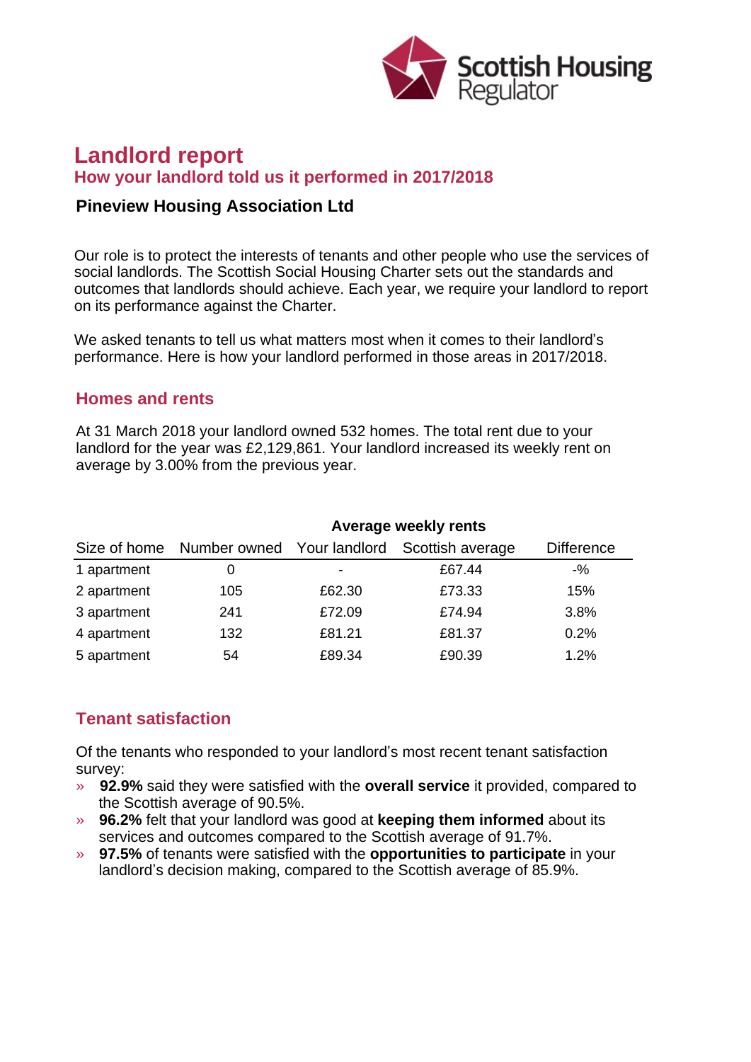# Landlord report

## How your landlord told us it performed in 2017/2018

### Pineview Housing Association Ltd

Our role is to protect the interests of tenants and other people who use the services of social landlords. The Scottish Social Housing Charter sets out the standards and outcomes that landlords should achieve. Each year, we require your landlord to report on its performance against the Charter.

We asked tenants to tell us what matters most when it comes to their landlord's performance. Here is how your landlord performed in those areas in 2017/2018.

## Homes and rents

At 31 March 2018 your landlord owned 532 homes. The total rent due to your landlord for the year was £2,129,861. Your landlord increased its weekly rent on average by 3.00% from the previous year.

| | | Average weekly rents | | |
|---|---|---|---|---|
| Size of home | Number owned | Your landlord | Scottish average | Difference |
| 1 apartment | 0 | - | £67.44 | -% |
| 2 apartment | 105 | £62.30 | £73.33 | 15% |
| 3 apartment | 241 | £72.09 | £74.94 | 3.8% |
| 4 apartment | 132 | £81.21 | £81.37 | 0.2% |
| 5 apartment | 54 | £89.34 | £90.39 | 1.2% |

## Tenant satisfaction

Of the tenants who responded to your landlord's most recent tenant satisfaction survey:

- **92.9%** said they were satisfied with the **overall service** it provided, compared to the Scottish average of 90.5%.
- **96.2%** felt that your landlord was good at **keeping them informed** about its services and outcomes compared to the Scottish average of 91.7%.
- **97.5%** of tenants were satisfied with the **opportunities to participate** in your landlord's decision making, compared to the Scottish average of 85.9%.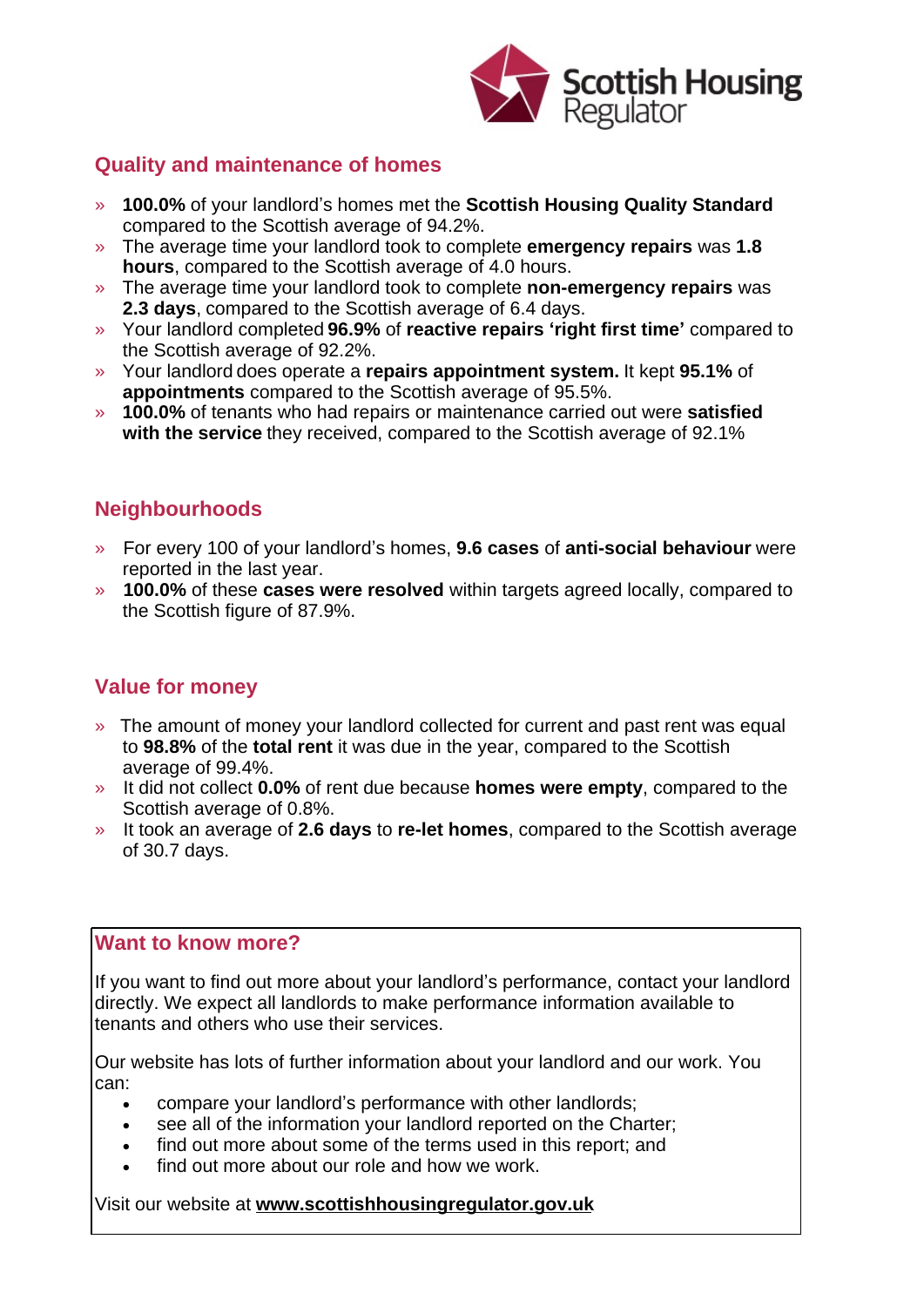## Quality and maintenance of homes

- **100.0%** of your landlord's homes met the **Scottish Housing Quality Standard** compared to the Scottish average of 94.2%.
- The average time your landlord took to complete **emergency repairs** was **1.8 hours**, compared to the Scottish average of 4.0 hours.
- The average time your landlord took to complete **non-emergency repairs** was **2.3 days**, compared to the Scottish average of 6.4 days.
- Your landlord completed **96.9%** of **reactive repairs 'right first time'** compared to the Scottish average of 92.2%.
- Your landlord does operate a **repairs appointment system.** It kept **95.1%** of **appointments** compared to the Scottish average of 95.5%.
- **100.0%** of tenants who had repairs or maintenance carried out were **satisfied with the service** they received, compared to the Scottish average of 92.1%

## Neighbourhoods

- For every 100 of your landlord's homes, **9.6 cases** of **anti-social behaviour** were reported in the last year.
- **100.0%** of these **cases were resolved** within targets agreed locally, compared to the Scottish figure of 87.9%.

## Value for money

- The amount of money your landlord collected for current and past rent was equal to **98.8%** of the **total rent** it was due in the year, compared to the Scottish average of 99.4%.
- It did not collect **0.0%** of rent due because **homes were empty**, compared to the Scottish average of 0.8%.
- It took an average of **2.6 days** to **re-let homes**, compared to the Scottish average of 30.7 days.

## Want to know more?

If you want to find out more about your landlord's performance, contact your landlord directly. We expect all landlords to make performance information available to tenants and others who use their services.

Our website has lots of further information about your landlord and our work. You can:

- compare your landlord's performance with other landlords;
- see all of the information your landlord reported on the Charter;
- find out more about some of the terms used in this report; and
- find out more about our role and how we work.

Visit our website at **www.scottishhousingregulator.gov.uk**